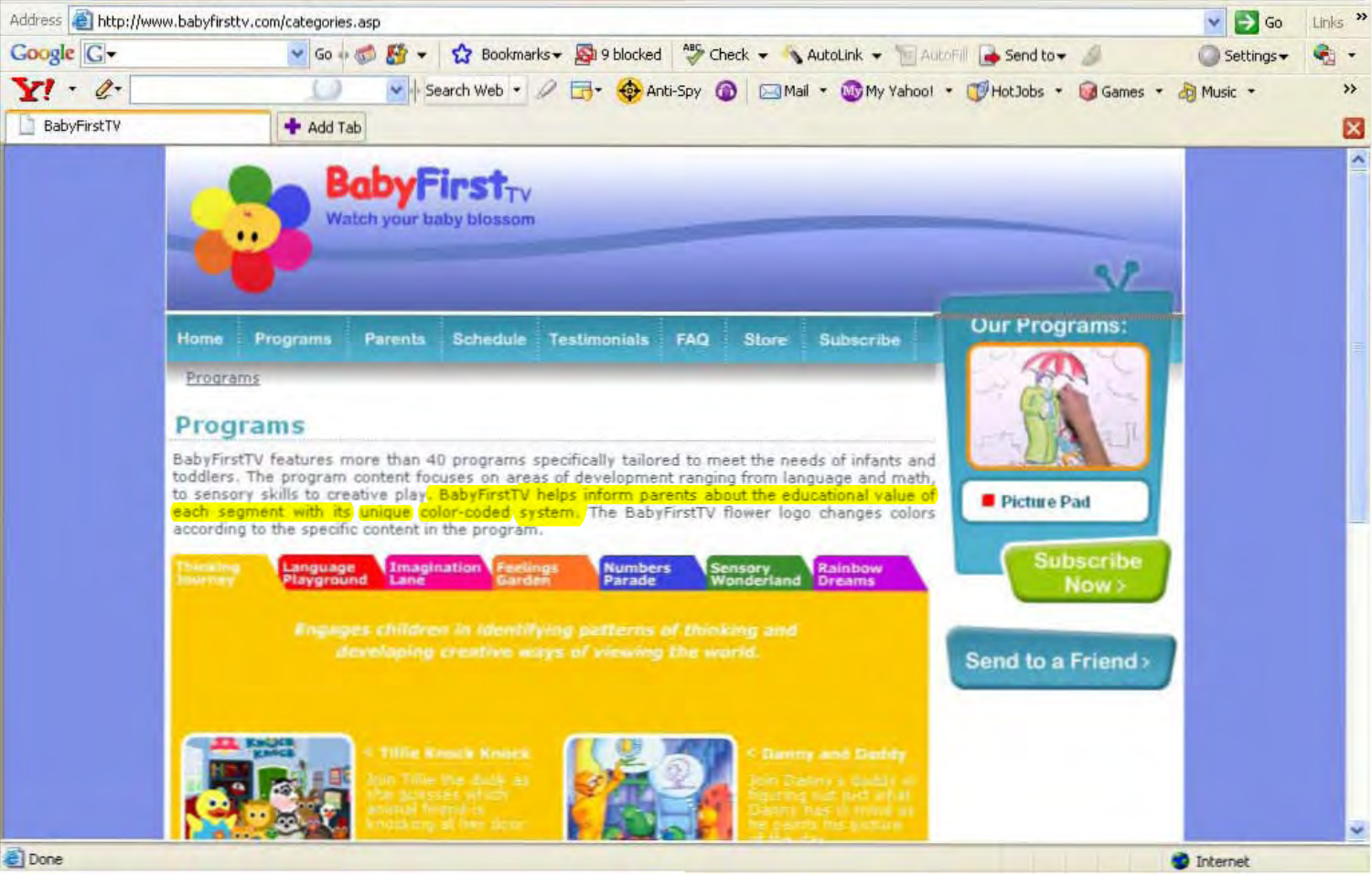Address http://www.babyfirsttv.com/categories.asp

BabyFirstTV

# BabyFirstTV

Watch your baby blossom

Home | Programs | Parents | Schedule | Testimonials | FAQ | Store | Subscribe

Programs

## Programs

BabyFirstTV features more than 40 programs specifically tailored to meet the needs of infants and toddlers. The program content focuses on areas of development ranging from language and math, to sensory skills to creative play. BabyFirstTV helps inform parents about the educational value of each segment with its unique color-coded system. The BabyFirstTV flower logo changes colors according to the specific content in the program.

Thinking Journey | Language Playground | Imagination Lane | Feelings Garden | Numbers Parade | Sensory Wonderland | Rainbow Dreams

*Engages children in identifying patterns of thinking and developing creative ways of viewing the world.*

< Tillie Knock Knock

Join Tillie the duck as she guesses which animal friend is knocking at her door

< Danny and Daddy

Join Danny & Daddy in figuring out just what Danny has in mind as he paints his picture of the day

Our Programs:

Picture Pad

Subscribe Now >

Send to a Friend >

Done

Internet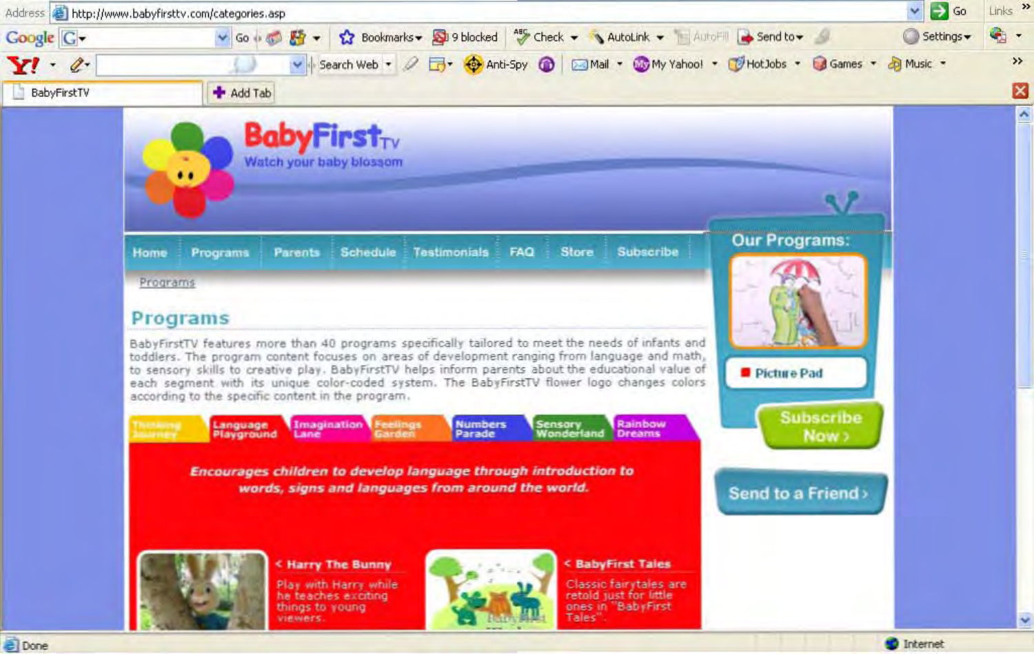Address http://www.babyfirsttv.com/categories.asp

# BabyFirstTV

Watch your baby blossom

Home | Programs | Parents | Schedule | Testimonials | FAQ | Store | Subscribe

Programs

## Programs

BabyFirstTV features more than 40 programs specifically tailored to meet the needs of infants and toddlers. The program content focuses on areas of development ranging from language and math, to sensory skills to creative play. BabyFirstTV helps inform parents about the educational value of each segment with its unique color-coded system. The BabyFirstTV flower logo changes colors according to the specific content in the program.

Thinking Journey | Language Playground | Imagination Lane | Feelings Garden | Numbers Parade | Sensory Wonderland | Rainbow Dreams

*Encourages children to develop language through introduction to words, signs and languages from around the world.*

**< Harry The Bunny**

Play with Harry while he teaches exciting things to young viewers.

**< BabyFirst Tales**

Classic fairytales are retold just for little ones in "BabyFirst Tales".

**Our Programs:**

Picture Pad

Subscribe Now >

Send to a Friend >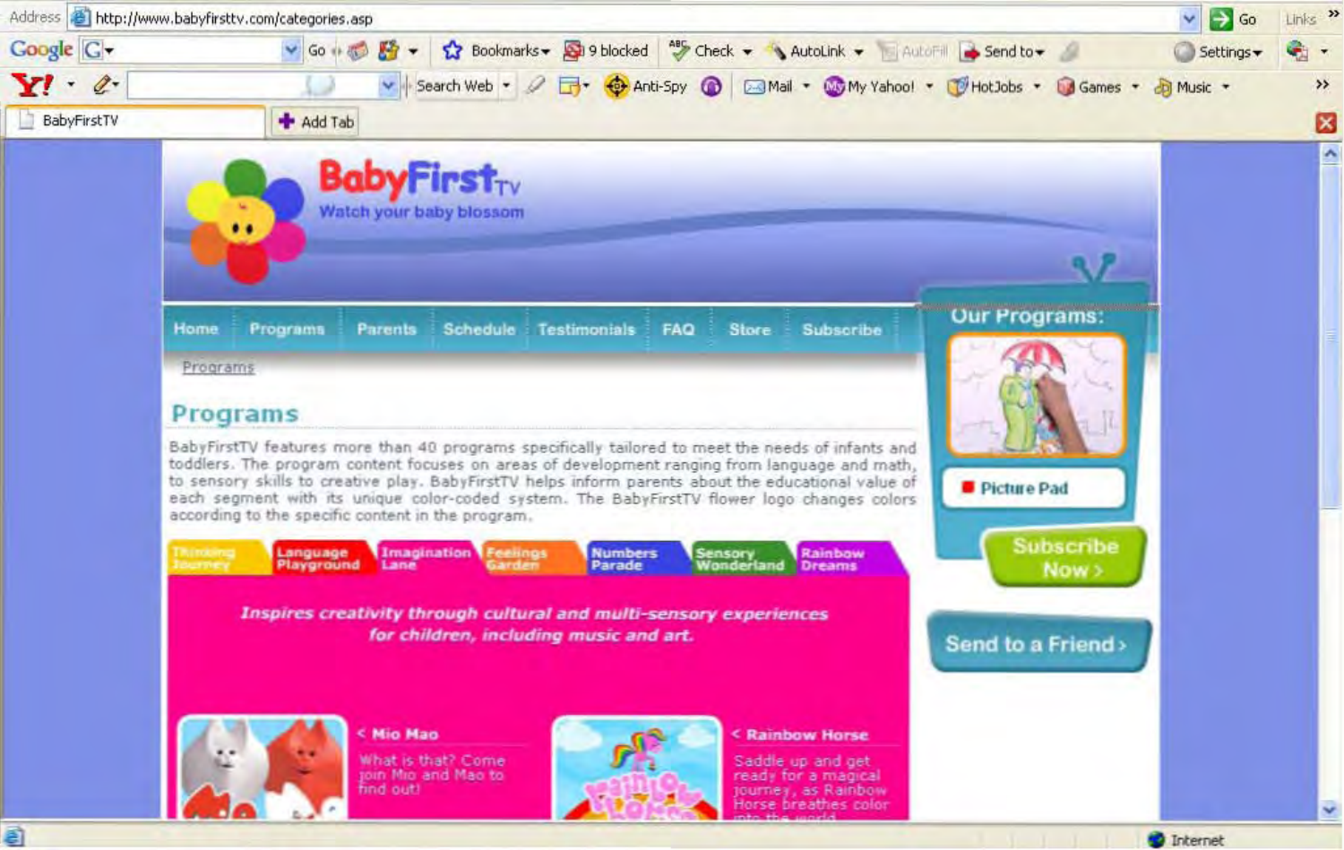Address http://www.babyfirsttv.com/categories.asp

BabyFirstTV

# BabyFirstTV

Watch your baby blossom

Home | Programs | Parents | Schedule | Testimonials | FAQ | Store | Subscribe

Programs

## Programs

BabyFirstTV features more than 40 programs specifically tailored to meet the needs of infants and toddlers. The program content focuses on areas of development ranging from language and math, to sensory skills to creative play. BabyFirstTV helps inform parents about the educational value of each segment with its unique color-coded system. The BabyFirstTV flower logo changes colors according to the specific content in the program.

Thinking Journey | Language Playground | Imagination Lane | Feelings Garden | Numbers Parade | Sensory Wonderland | Rainbow Dreams

*Inspires creativity through cultural and multi-sensory experiences for children, including music and art.*

**< Mio Mao**

What is that? Come join Mio and Mao to find out!

**< Rainbow Horse**

Saddle up and get ready for a magical journey, as Rainbow Horse breathes color into the world

**Our Programs:**

Picture Pad

Subscribe Now >

Send to a Friend >

Internet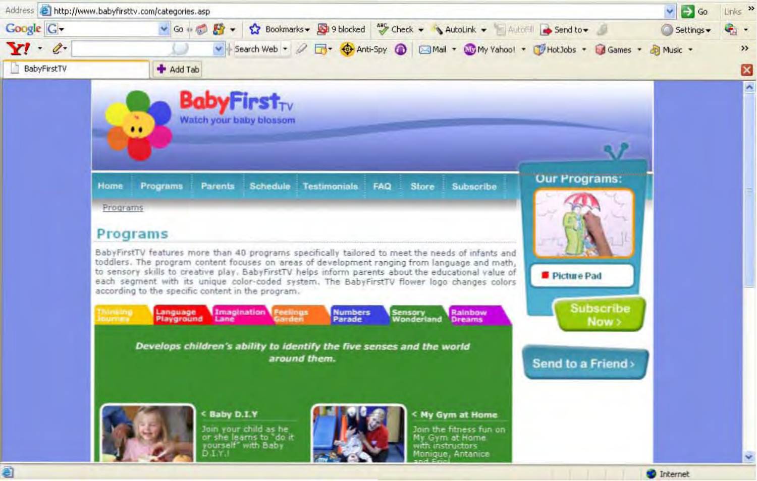Address http://www.babyfirsttv.com/categories.asp

BabyFirstTV

# BabyFirstTV

Watch your baby blossom

Home | Programs | Parents | Schedule | Testimonials | FAQ | Store | Subscribe

Programs

## Programs

BabyFirstTV features more than 40 programs specifically tailored to meet the needs of infants and toddlers. The program content focuses on areas of development ranging from language and math, to sensory skills to creative play. BabyFirstTV helps inform parents about the educational value of each segment with its unique color-coded system. The BabyFirstTV flower logo changes colors according to the specific content in the program.

Thinking Journey | Language Playground | Imagination Lane | Feelings Garden | Numbers Parade | Sensory Wonderland | Rainbow Dreams

***Develops children's ability to identify the five senses and the world around them.***

**< Baby D.I.Y**

Join your child as he or she learns to "do it yourself" with Baby D.I.Y.!

**< My Gym at Home**

Join the fitness fun on My Gym at Home with instructors Monique, Antanice and Eric!

**Our Programs:**

Picture Pad

Subscribe Now >

Send to a Friend >